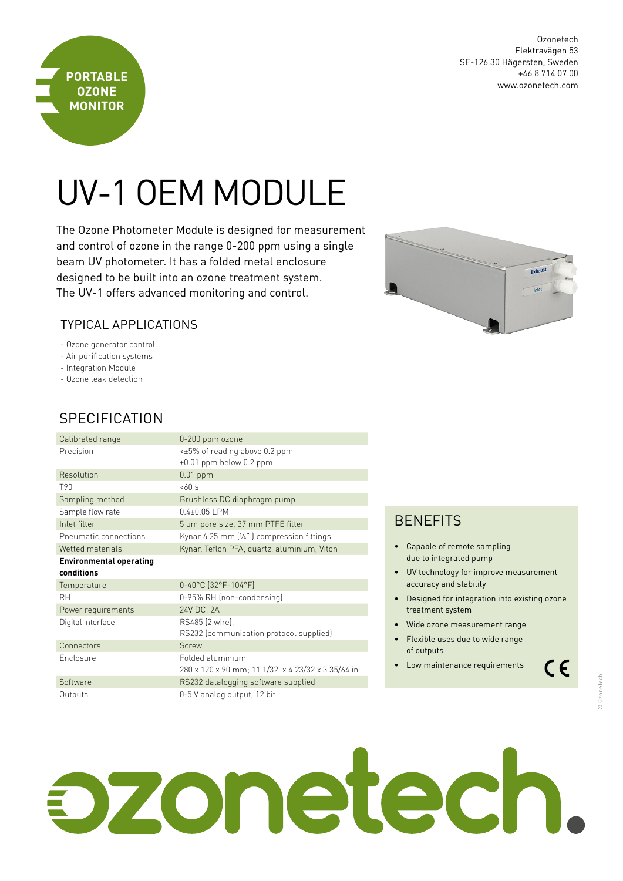**PORTABLE OZONE MONITOR**

Ozonetech
Elektravägen 53
SE-126 30 Hägersten, Sweden
+46 8 714 07 00
www.ozonetech.com

# UV-1 OEM MODULE

The Ozone Photometer Module is designed for measurement and control of ozone in the range 0-200 ppm using a single beam UV photometer. It has a folded metal enclosure designed to be built into an ozone treatment system. The UV-1 offers advanced monitoring and control.

## TYPICAL APPLICATIONS

- Ozone generator control
- Air purification systems
- Integration Module
- Ozone leak detection

## SPECIFICATION

| | |
|---|---|
| Calibrated range | 0-200 ppm ozone |
| Precision | <±5% of reading above 0.2 ppm<br>±0.01 ppm below 0.2 ppm |
| Resolution | 0.01 ppm |
| T90 | <60 s |
| Sampling method | Brushless DC diaphragm pump |
| Sample flow rate | 0.4±0.05 LPM |
| Inlet filter | 5 µm pore size, 37 mm PTFE filter |
| Pneumatic connections | Kynar 6.25 mm (¼˝ ) compression fittings |
| Wetted materials | Kynar, Teflon PFA, quartz, aluminium, Viton |
| **Environmental operating conditions** | |
| Temperature | 0-40°C (32°F-104°F) |
| RH | 0-95% RH (non-condensing) |
| Power requirements | 24V DC, 2A |
| Digital interface | RS485 (2 wire),<br>RS232 (communication protocol supplied) |
| Connectors | Screw |
| Enclosure | Folded aluminium<br>280 x 120 x 90 mm; 11 1/32 x 4 23/32 x 3 35/64 in |
| Software | RS232 datalogging software supplied |
| Outputs | 0-5 V analog output, 12 bit |

## BENEFITS

- Capable of remote sampling due to integrated pump
- UV technology for improve measurement accuracy and stability
- Designed for integration into existing ozone treatment system
- Wide ozone measurement range
- Flexible uses due to wide range of outputs
- Low maintenance requirements

CE

© Ozonetech

ozonetech.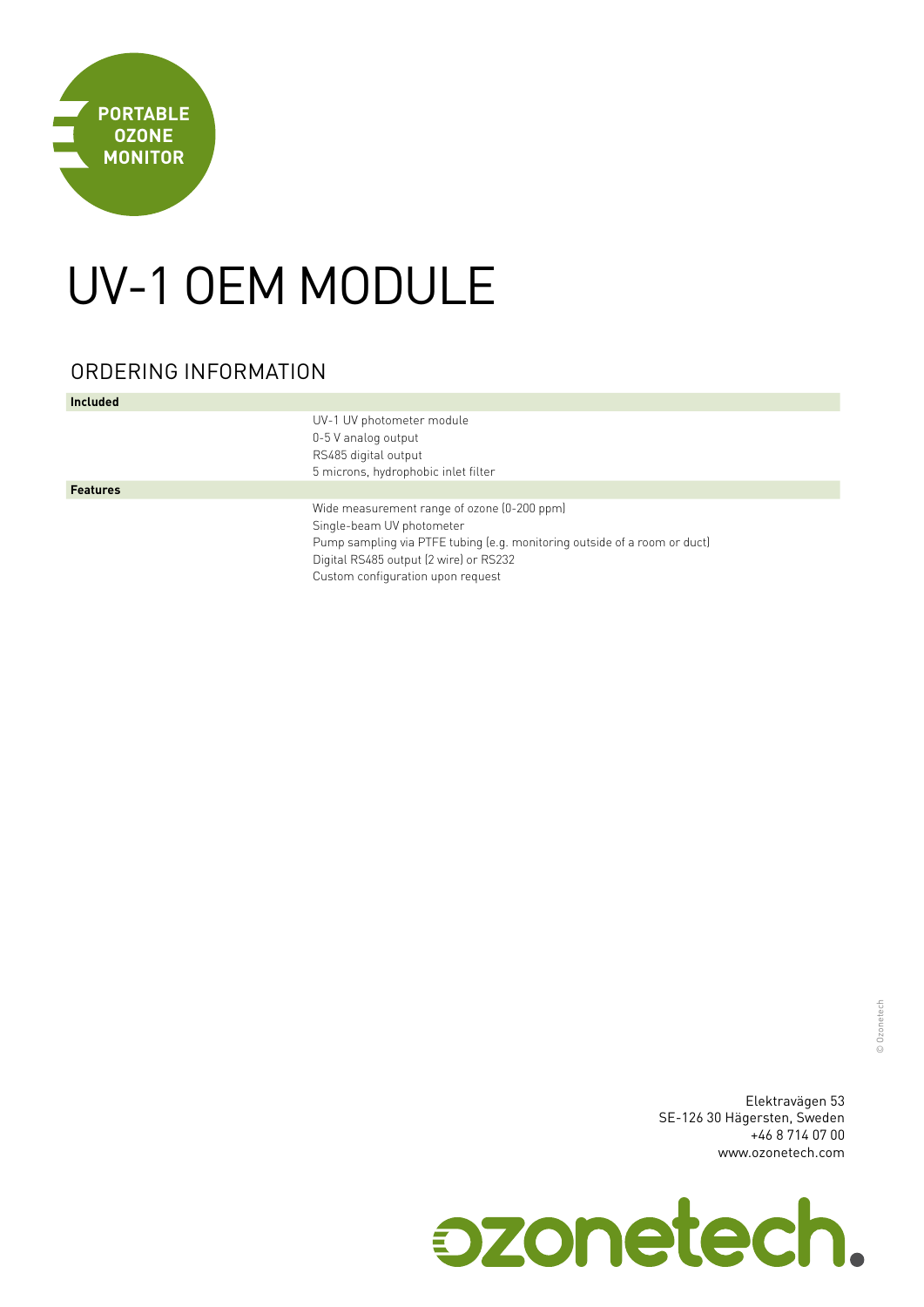PORTABLE OZONE MONITOR

# UV-1 OEM MODULE

## ORDERING INFORMATION

| | |
|---|---|
| **Included** | |
| | UV-1 UV photometer module |
| | 0-5 V analog output |
| | RS485 digital output |
| | 5 microns, hydrophobic inlet filter |
| **Features** | |
| | Wide measurement range of ozone (0-200 ppm) |
| | Single-beam UV photometer |
| | Pump sampling via PTFE tubing (e.g. monitoring outside of a room or duct) |
| | Digital RS485 output (2 wire) or RS232 |
| | Custom configuration upon request |

© Ozonetech

Elektravägen 53
SE-126 30 Hägersten, Sweden
+46 8 714 07 00
www.ozonetech.com

ozonetech.